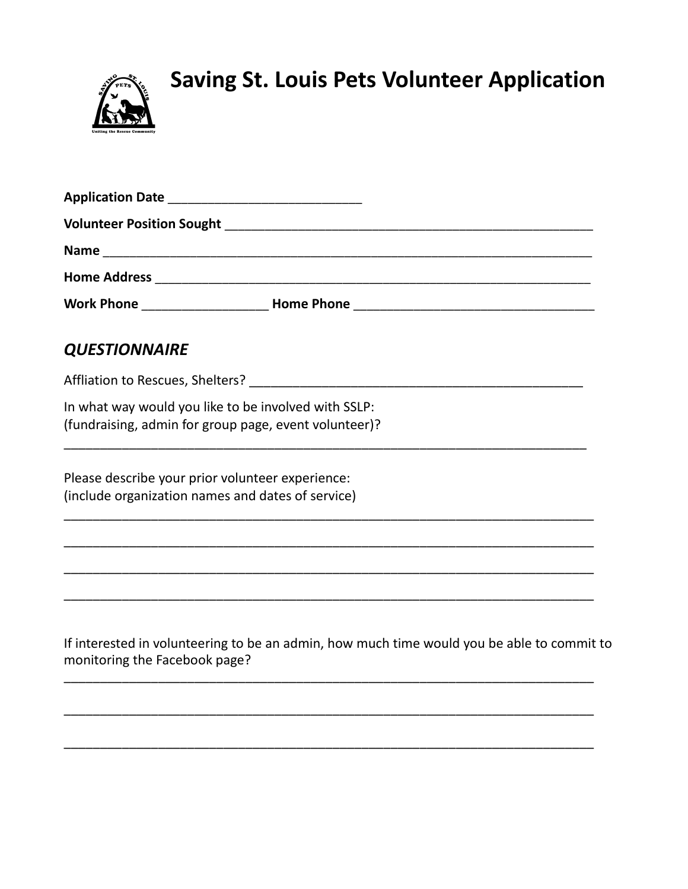# Saving St. Louis Pets Volunteer Application

**Application Date** ___________________________

**Volunteer Position Sought** _____________________________________________________

**Name** _______________________________________________________________________

**Home Address** _______________________________________________________________

**Work Phone** _________________ **Home Phone** __________________________________

## *QUESTIONNAIRE*

Affliation to Rescues, Shelters? ______________________________________________

In what way would you like to be involved with SSLP:
(fundraising, admin for group page, event volunteer)?

___________________________________________________________________________

Please describe your prior volunteer experience:
(include organization names and dates of service)

___________________________________________________________________________

___________________________________________________________________________

___________________________________________________________________________

___________________________________________________________________________

If interested in volunteering to be an admin, how much time would you be able to commit to monitoring the Facebook page?

___________________________________________________________________________

___________________________________________________________________________

___________________________________________________________________________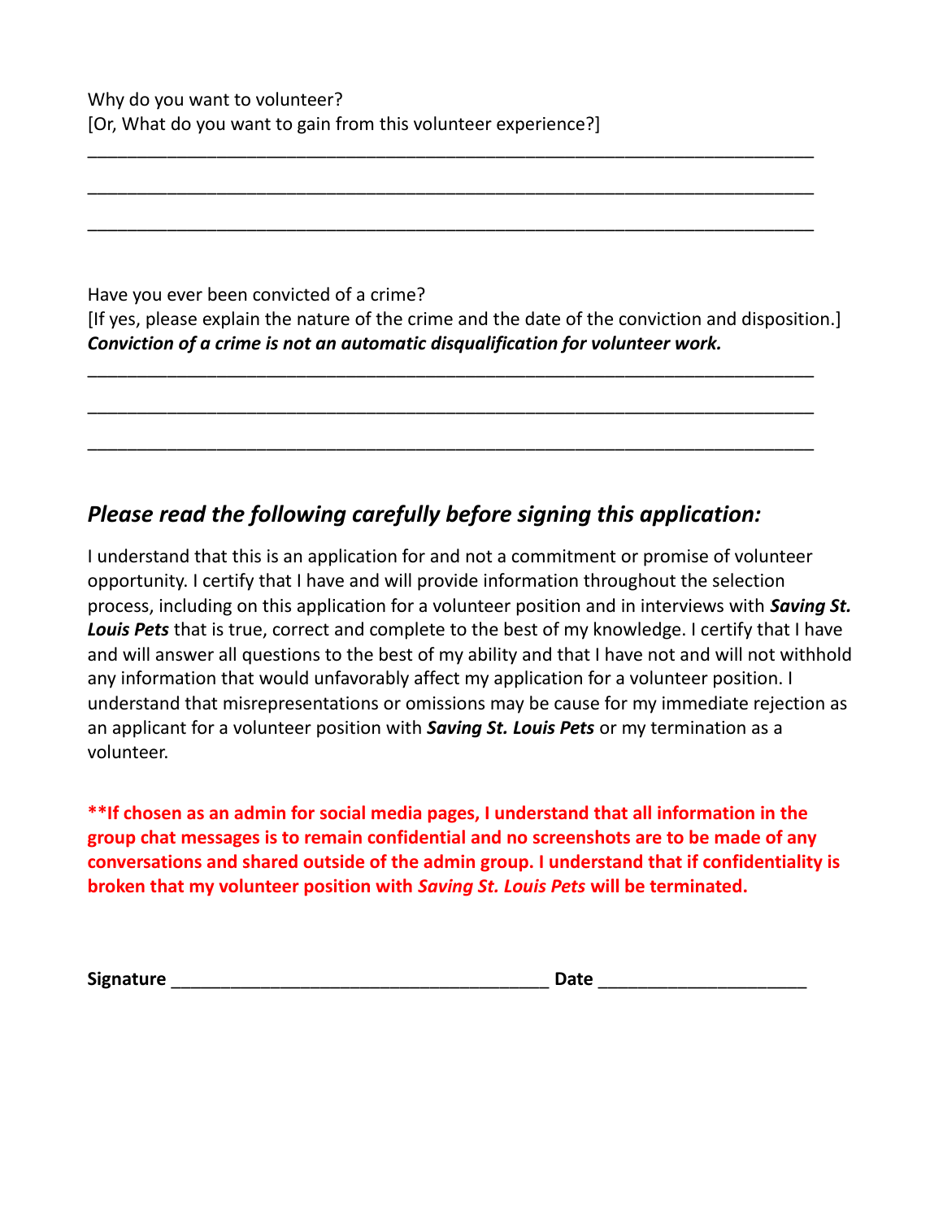Why do you want to volunteer?
[Or, What do you want to gain from this volunteer experience?]

________________________________________________________________________

________________________________________________________________________

________________________________________________________________________

Have you ever been convicted of a crime?
[If yes, please explain the nature of the crime and the date of the conviction and disposition.]
***Conviction of a crime is not an automatic disqualification for volunteer work.***

________________________________________________________________________

________________________________________________________________________

________________________________________________________________________

## *Please read the following carefully before signing this application:*

I understand that this is an application for and not a commitment or promise of volunteer opportunity. I certify that I have and will provide information throughout the selection process, including on this application for a volunteer position and in interviews with ***Saving St. Louis Pets*** that is true, correct and complete to the best of my knowledge. I certify that I have and will answer all questions to the best of my ability and that I have not and will not withhold any information that would unfavorably affect my application for a volunteer position. I understand that misrepresentations or omissions may be cause for my immediate rejection as an applicant for a volunteer position with ***Saving St. Louis Pets*** or my termination as a volunteer.

**\*\*If chosen as an admin for social media pages, I understand that all information in the group chat messages is to remain confidential and no screenshots are to be made of any conversations and shared outside of the admin group. I understand that if confidentiality is broken that my volunteer position with *Saving St. Louis Pets* will be terminated.**

**Signature** _____________________________________ **Date** ____________________